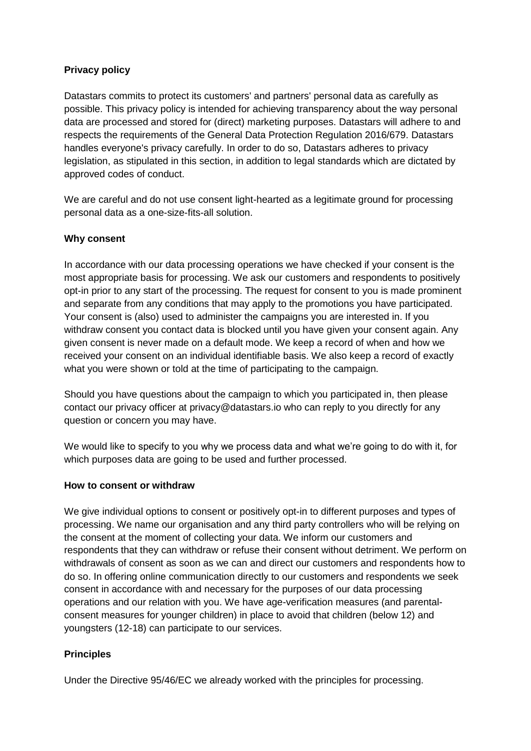**Privacy policy**

Datastars commits to protect its customers' and partners' personal data as carefully as possible. This privacy policy is intended for achieving transparency about the way personal data are processed and stored for (direct) marketing purposes. Datastars will adhere to and respects the requirements of the General Data Protection Regulation 2016/679. Datastars handles everyone's privacy carefully. In order to do so, Datastars adheres to privacy legislation, as stipulated in this section, in addition to legal standards which are dictated by approved codes of conduct.

We are careful and do not use consent light-hearted as a legitimate ground for processing personal data as a one-size-fits-all solution.

**Why consent**

In accordance with our data processing operations we have checked if your consent is the most appropriate basis for processing. We ask our customers and respondents to positively opt-in prior to any start of the processing. The request for consent to you is made prominent and separate from any conditions that may apply to the promotions you have participated. Your consent is (also) used to administer the campaigns you are interested in. If you withdraw consent you contact data is blocked until you have given your consent again. Any given consent is never made on a default mode. We keep a record of when and how we received your consent on an individual identifiable basis. We also keep a record of exactly what you were shown or told at the time of participating to the campaign.

Should you have questions about the campaign to which you participated in, then please contact our privacy officer at privacy@datastars.io who can reply to you directly for any question or concern you may have.

We would like to specify to you why we process data and what we're going to do with it, for which purposes data are going to be used and further processed.

**How to consent or withdraw**

We give individual options to consent or positively opt-in to different purposes and types of processing. We name our organisation and any third party controllers who will be relying on the consent at the moment of collecting your data. We inform our customers and respondents that they can withdraw or refuse their consent without detriment. We perform on withdrawals of consent as soon as we can and direct our customers and respondents how to do so. In offering online communication directly to our customers and respondents we seek consent in accordance with and necessary for the purposes of our data processing operations and our relation with you. We have age-verification measures (and parental-consent measures for younger children) in place to avoid that children (below 12) and youngsters (12-18) can participate to our services.

**Principles**

Under the Directive 95/46/EC we already worked with the principles for processing.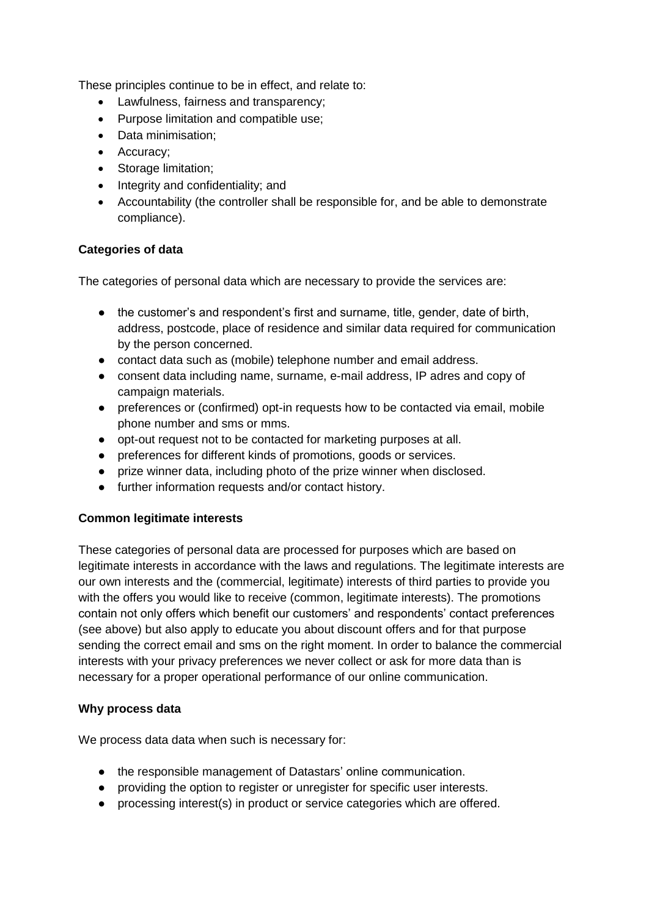These principles continue to be in effect, and relate to:

- Lawfulness, fairness and transparency;
- Purpose limitation and compatible use;
- Data minimisation;
- Accuracy;
- Storage limitation;
- Integrity and confidentiality; and
- Accountability (the controller shall be responsible for, and be able to demonstrate compliance).

**Categories of data**

The categories of personal data which are necessary to provide the services are:

- the customer's and respondent's first and surname, title, gender, date of birth, address, postcode, place of residence and similar data required for communication by the person concerned.
- contact data such as (mobile) telephone number and email address.
- consent data including name, surname, e-mail address, IP adres and copy of campaign materials.
- preferences or (confirmed) opt-in requests how to be contacted via email, mobile phone number and sms or mms.
- opt-out request not to be contacted for marketing purposes at all.
- preferences for different kinds of promotions, goods or services.
- prize winner data, including photo of the prize winner when disclosed.
- further information requests and/or contact history.

**Common legitimate interests**

These categories of personal data are processed for purposes which are based on legitimate interests in accordance with the laws and regulations. The legitimate interests are our own interests and the (commercial, legitimate) interests of third parties to provide you with the offers you would like to receive (common, legitimate interests). The promotions contain not only offers which benefit our customers' and respondents' contact preferences (see above) but also apply to educate you about discount offers and for that purpose sending the correct email and sms on the right moment. In order to balance the commercial interests with your privacy preferences we never collect or ask for more data than is necessary for a proper operational performance of our online communication.

**Why process data**

We process data data when such is necessary for:

- the responsible management of Datastars' online communication.
- providing the option to register or unregister for specific user interests.
- processing interest(s) in product or service categories which are offered.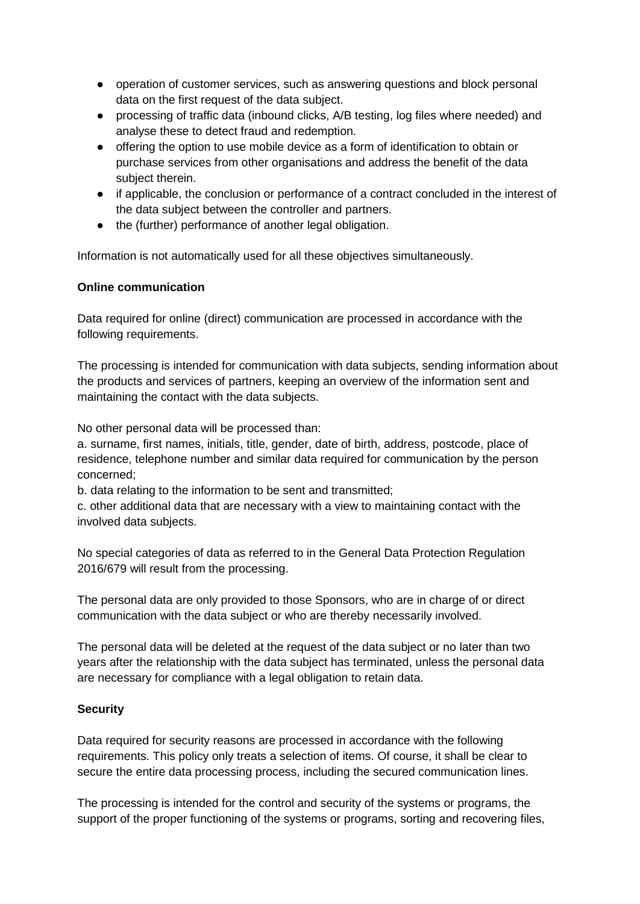- operation of customer services, such as answering questions and block personal data on the first request of the data subject.
- processing of traffic data (inbound clicks, A/B testing, log files where needed) and analyse these to detect fraud and redemption.
- offering the option to use mobile device as a form of identification to obtain or purchase services from other organisations and address the benefit of the data subject therein.
- if applicable, the conclusion or performance of a contract concluded in the interest of the data subject between the controller and partners.
- the (further) performance of another legal obligation.

Information is not automatically used for all these objectives simultaneously.

**Online communication**

Data required for online (direct) communication are processed in accordance with the following requirements.

The processing is intended for communication with data subjects, sending information about the products and services of partners, keeping an overview of the information sent and maintaining the contact with the data subjects.

No other personal data will be processed than:
a. surname, first names, initials, title, gender, date of birth, address, postcode, place of residence, telephone number and similar data required for communication by the person concerned;
b. data relating to the information to be sent and transmitted;
c. other additional data that are necessary with a view to maintaining contact with the involved data subjects.

No special categories of data as referred to in the General Data Protection Regulation 2016/679 will result from the processing.

The personal data are only provided to those Sponsors, who are in charge of or direct communication with the data subject or who are thereby necessarily involved.

The personal data will be deleted at the request of the data subject or no later than two years after the relationship with the data subject has terminated, unless the personal data are necessary for compliance with a legal obligation to retain data.

**Security**

Data required for security reasons are processed in accordance with the following requirements. This policy only treats a selection of items. Of course, it shall be clear to secure the entire data processing process, including the secured communication lines.

The processing is intended for the control and security of the systems or programs, the support of the proper functioning of the systems or programs, sorting and recovering files,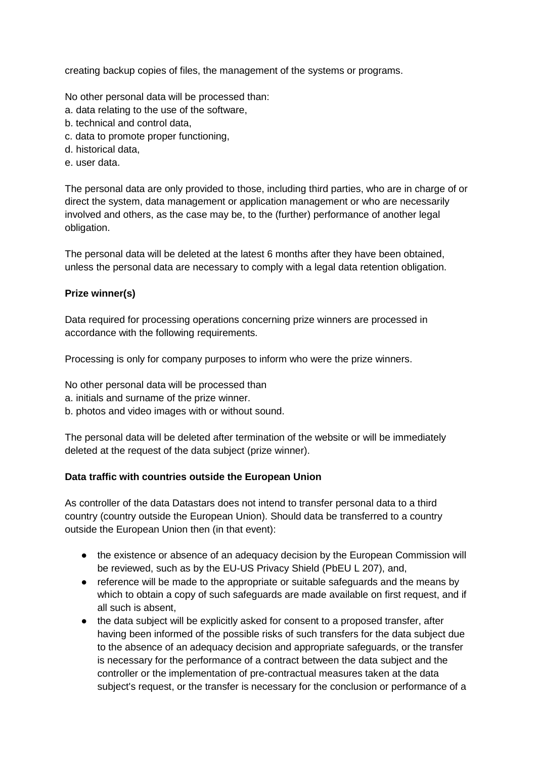creating backup copies of files, the management of the systems or programs.

No other personal data will be processed than:
a. data relating to the use of the software,
b. technical and control data,
c. data to promote proper functioning,
d. historical data,
e. user data.

The personal data are only provided to those, including third parties, who are in charge of or direct the system, data management or application management or who are necessarily involved and others, as the case may be, to the (further) performance of another legal obligation.

The personal data will be deleted at the latest 6 months after they have been obtained, unless the personal data are necessary to comply with a legal data retention obligation.

**Prize winner(s)**

Data required for processing operations concerning prize winners are processed in accordance with the following requirements.

Processing is only for company purposes to inform who were the prize winners.

No other personal data will be processed than
a. initials and surname of the prize winner.
b. photos and video images with or without sound.

The personal data will be deleted after termination of the website or will be immediately deleted at the request of the data subject (prize winner).

**Data traffic with countries outside the European Union**

As controller of the data Datastars does not intend to transfer personal data to a third country (country outside the European Union). Should data be transferred to a country outside the European Union then (in that event):

- the existence or absence of an adequacy decision by the European Commission will be reviewed, such as by the EU-US Privacy Shield (PbEU L 207), and,
- reference will be made to the appropriate or suitable safeguards and the means by which to obtain a copy of such safeguards are made available on first request, and if all such is absent,
- the data subject will be explicitly asked for consent to a proposed transfer, after having been informed of the possible risks of such transfers for the data subject due to the absence of an adequacy decision and appropriate safeguards, or the transfer is necessary for the performance of a contract between the data subject and the controller or the implementation of pre-contractual measures taken at the data subject's request, or the transfer is necessary for the conclusion or performance of a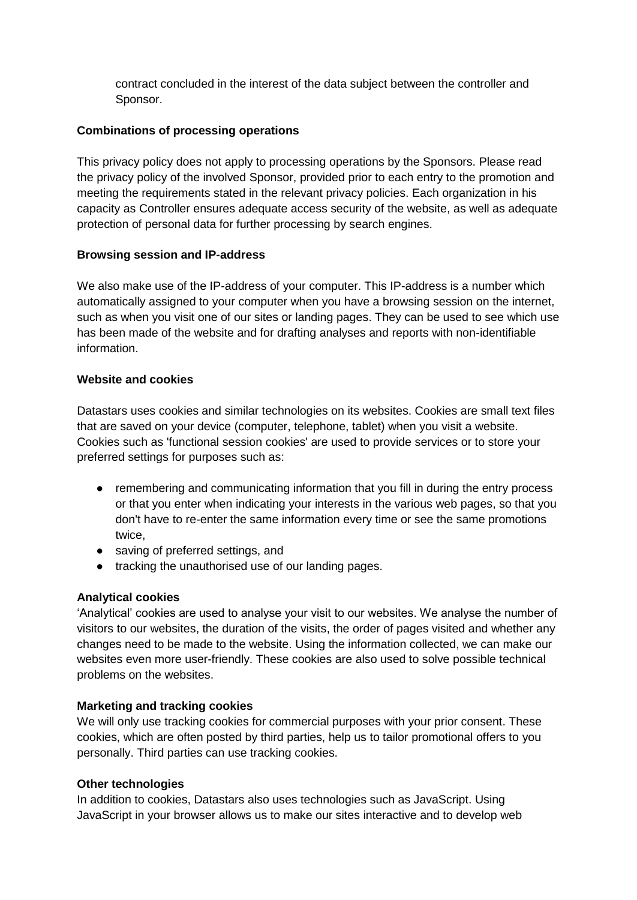contract concluded in the interest of the data subject between the controller and Sponsor.

**Combinations of processing operations**

This privacy policy does not apply to processing operations by the Sponsors. Please read the privacy policy of the involved Sponsor, provided prior to each entry to the promotion and meeting the requirements stated in the relevant privacy policies. Each organization in his capacity as Controller ensures adequate access security of the website, as well as adequate protection of personal data for further processing by search engines.

**Browsing session and IP-address**

We also make use of the IP-address of your computer. This IP-address is a number which automatically assigned to your computer when you have a browsing session on the internet, such as when you visit one of our sites or landing pages. They can be used to see which use has been made of the website and for drafting analyses and reports with non-identifiable information.

**Website and cookies**

Datastars uses cookies and similar technologies on its websites. Cookies are small text files that are saved on your device (computer, telephone, tablet) when you visit a website. Cookies such as 'functional session cookies' are used to provide services or to store your preferred settings for purposes such as:

- remembering and communicating information that you fill in during the entry process or that you enter when indicating your interests in the various web pages, so that you don't have to re-enter the same information every time or see the same promotions twice,
- saving of preferred settings, and
- tracking the unauthorised use of our landing pages.

**Analytical cookies**

'Analytical' cookies are used to analyse your visit to our websites. We analyse the number of visitors to our websites, the duration of the visits, the order of pages visited and whether any changes need to be made to the website. Using the information collected, we can make our websites even more user-friendly. These cookies are also used to solve possible technical problems on the websites.

**Marketing and tracking cookies**

We will only use tracking cookies for commercial purposes with your prior consent. These cookies, which are often posted by third parties, help us to tailor promotional offers to you personally. Third parties can use tracking cookies.

**Other technologies**

In addition to cookies, Datastars also uses technologies such as JavaScript. Using JavaScript in your browser allows us to make our sites interactive and to develop web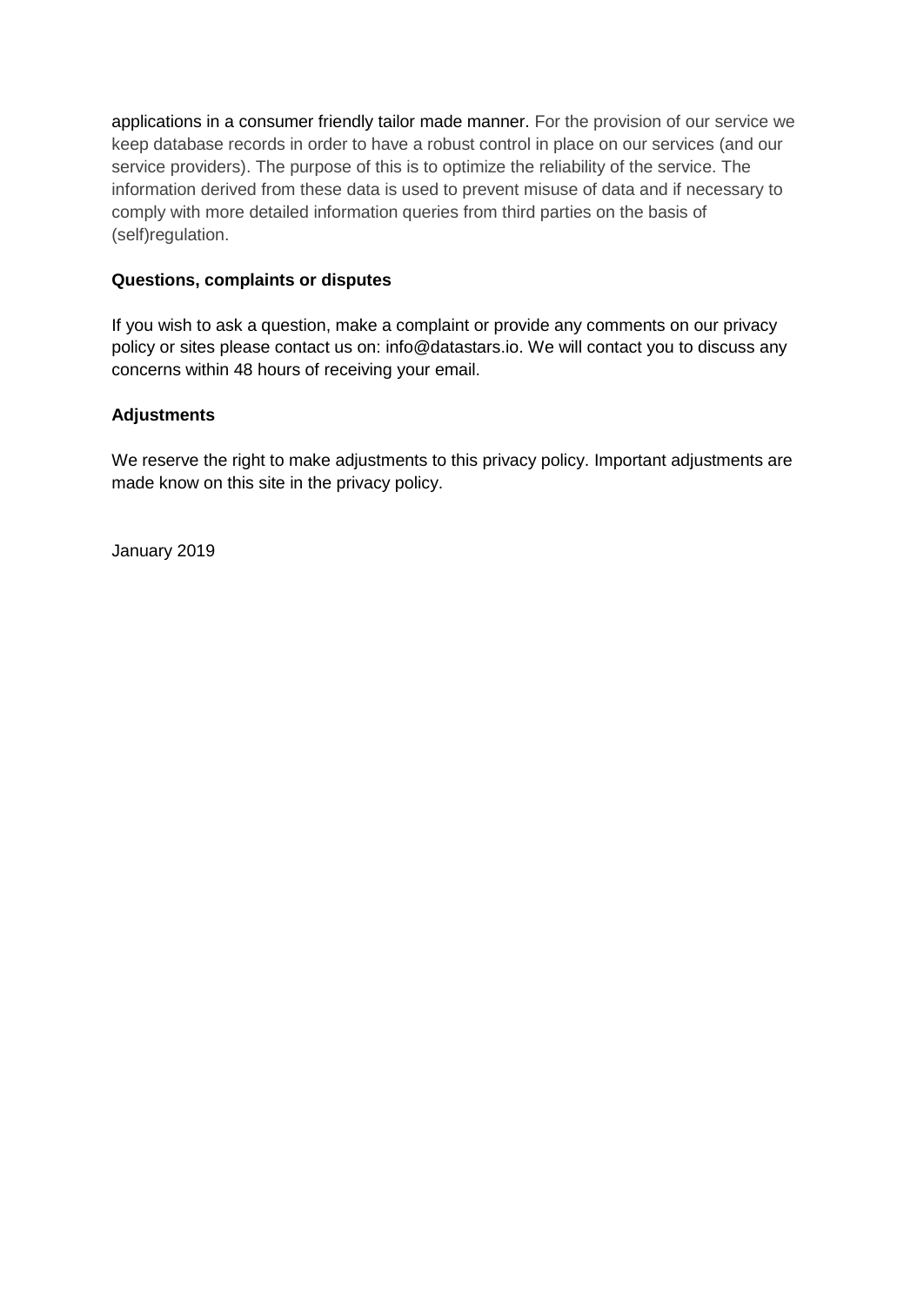applications in a consumer friendly tailor made manner. For the provision of our service we keep database records in order to have a robust control in place on our services (and our service providers). The purpose of this is to optimize the reliability of the service. The information derived from these data is used to prevent misuse of data and if necessary to comply with more detailed information queries from third parties on the basis of (self)regulation.

**Questions, complaints or disputes**

If you wish to ask a question, make a complaint or provide any comments on our privacy policy or sites please contact us on: info@datastars.io. We will contact you to discuss any concerns within 48 hours of receiving your email.

**Adjustments**

We reserve the right to make adjustments to this privacy policy. Important adjustments are made know on this site in the privacy policy.

January 2019